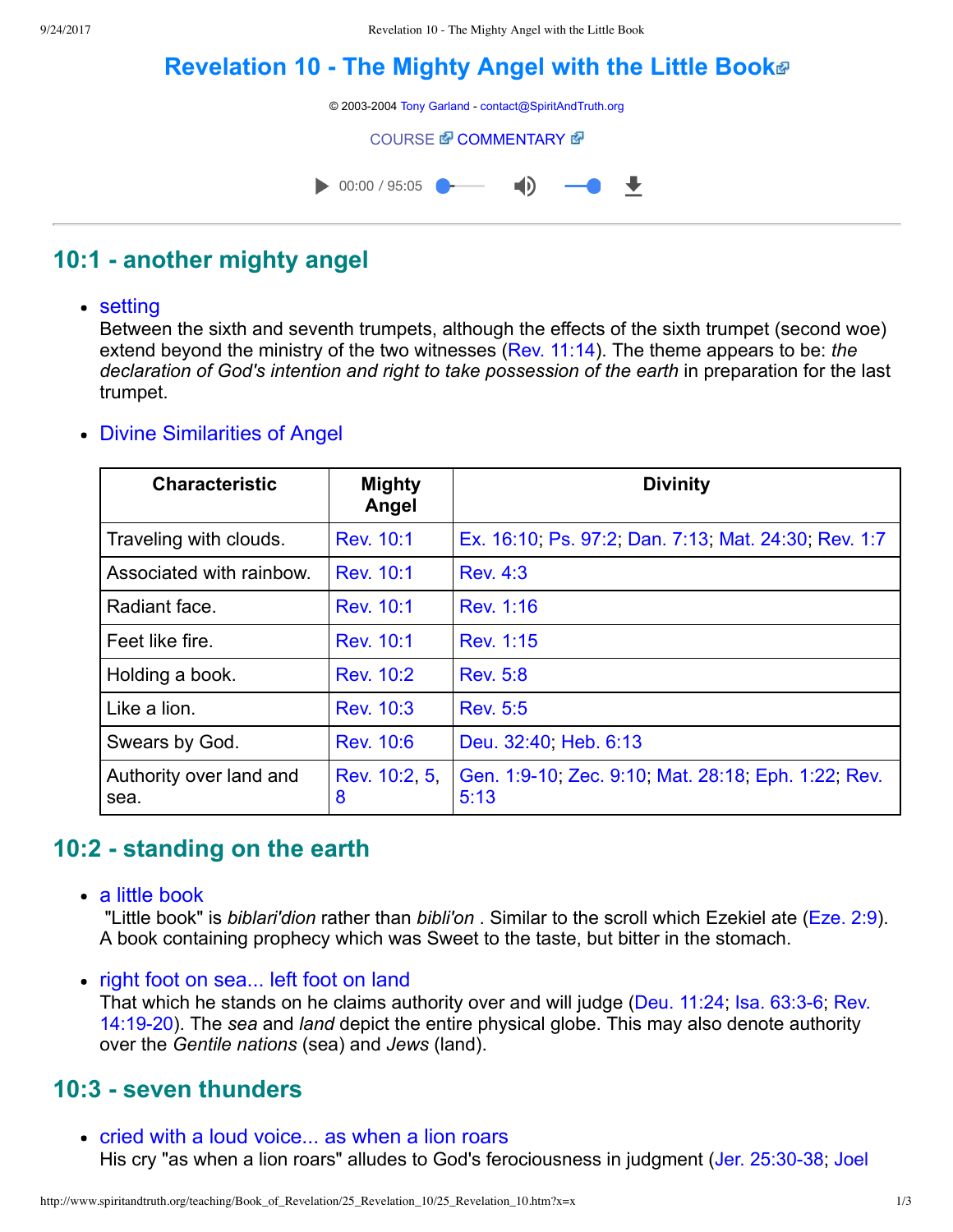# Revelation 10 - The Mighty Angel with the Little Book

© 2003-2004 Tony Garland - contact@SpiritAndTruth.org

COURSE COMMENTARY

00:00 / 95:05

## 10:1 - another mighty angel

- setting
  Between the sixth and seventh trumpets, although the effects of the sixth trumpet (second woe) extend beyond the ministry of the two witnesses (Rev. 11:14). The theme appears to be: *the declaration of God's intention and right to take possession of the earth* in preparation for the last trumpet.

- Divine Similarities of Angel

| Characteristic | Mighty Angel | Divinity |
|---|---|---|
| Traveling with clouds. | Rev. 10:1 | Ex. 16:10; Ps. 97:2; Dan. 7:13; Mat. 24:30; Rev. 1:7 |
| Associated with rainbow. | Rev. 10:1 | Rev. 4:3 |
| Radiant face. | Rev. 10:1 | Rev. 1:16 |
| Feet like fire. | Rev. 10:1 | Rev. 1:15 |
| Holding a book. | Rev. 10:2 | Rev. 5:8 |
| Like a lion. | Rev. 10:3 | Rev. 5:5 |
| Swears by God. | Rev. 10:6 | Deu. 32:40; Heb. 6:13 |
| Authority over land and sea. | Rev. 10:2, 5, 8 | Gen. 1:9-10; Zec. 9:10; Mat. 28:18; Eph. 1:22; Rev. 5:13 |

## 10:2 - standing on the earth

- a little book
  "Little book" is *biblari'dion* rather than *bibli'on* . Similar to the scroll which Ezekiel ate (Eze. 2:9). A book containing prophecy which was Sweet to the taste, but bitter in the stomach.

- right foot on sea... left foot on land
  That which he stands on he claims authority over and will judge (Deu. 11:24; Isa. 63:3-6; Rev. 14:19-20). The *sea* and *land* depict the entire physical globe. This may also denote authority over the *Gentile nations* (sea) and *Jews* (land).

## 10:3 - seven thunders

- cried with a loud voice... as when a lion roars
  His cry "as when a lion roars" alludes to God's ferociousness in judgment (Jer. 25:30-38; Joel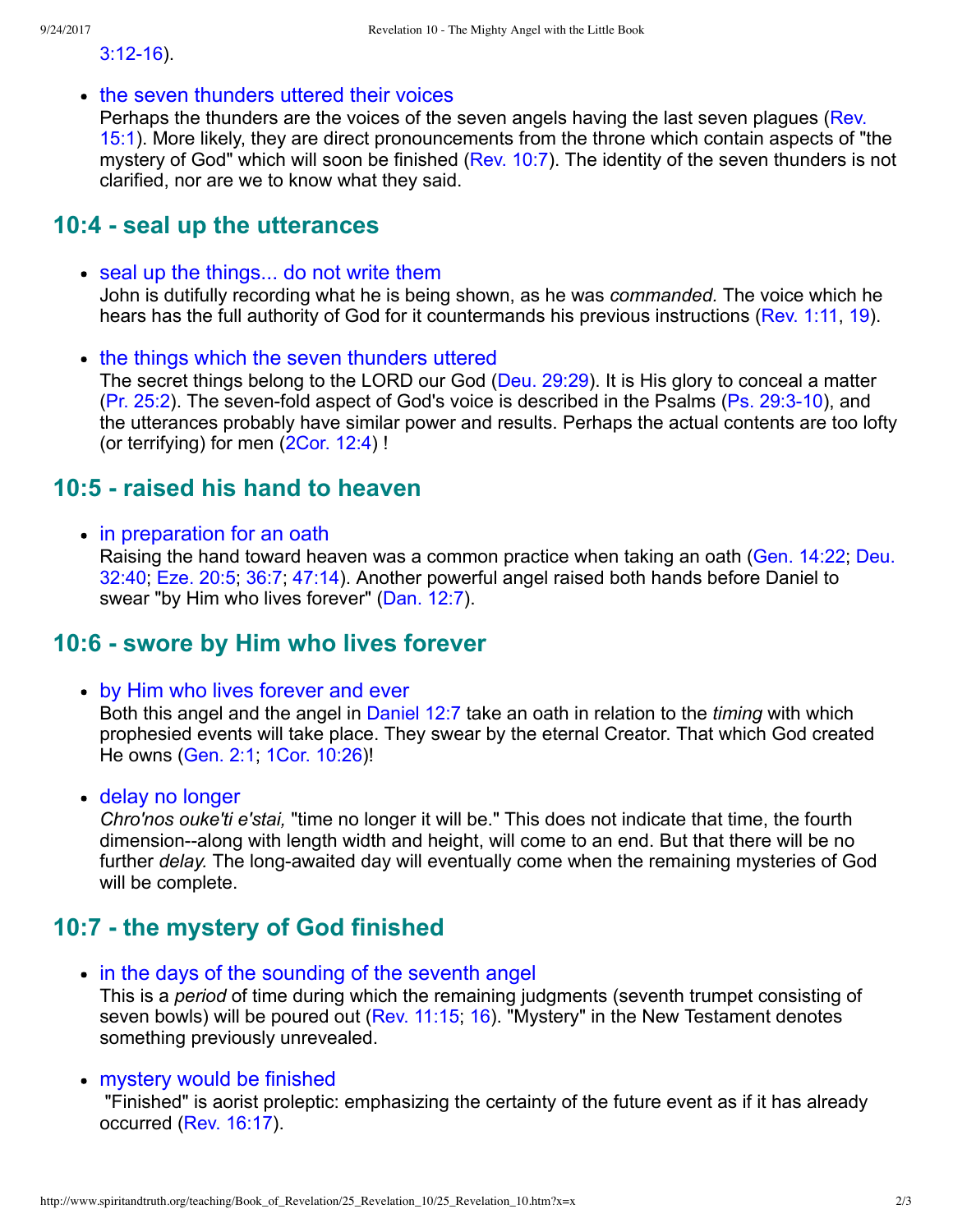3:12-16).

- the seven thunders uttered their voices
  Perhaps the thunders are the voices of the seven angels having the last seven plagues (Rev. 15:1). More likely, they are direct pronouncements from the throne which contain aspects of "the mystery of God" which will soon be finished (Rev. 10:7). The identity of the seven thunders is not clarified, nor are we to know what they said.

## 10:4 - seal up the utterances

- seal up the things... do not write them
  John is dutifully recording what he is being shown, as he was *commanded.* The voice which he hears has the full authority of God for it countermands his previous instructions (Rev. 1:11, 19).

- the things which the seven thunders uttered
  The secret things belong to the LORD our God (Deu. 29:29). It is His glory to conceal a matter (Pr. 25:2). The seven-fold aspect of God's voice is described in the Psalms (Ps. 29:3-10), and the utterances probably have similar power and results. Perhaps the actual contents are too lofty (or terrifying) for men (2Cor. 12:4) !

## 10:5 - raised his hand to heaven

- in preparation for an oath
  Raising the hand toward heaven was a common practice when taking an oath (Gen. 14:22; Deu. 32:40; Eze. 20:5; 36:7; 47:14). Another powerful angel raised both hands before Daniel to swear "by Him who lives forever" (Dan. 12:7).

## 10:6 - swore by Him who lives forever

- by Him who lives forever and ever
  Both this angel and the angel in Daniel 12:7 take an oath in relation to the *timing* with which prophesied events will take place. They swear by the eternal Creator. That which God created He owns (Gen. 2:1; 1Cor. 10:26)!

- delay no longer
  *Chro'nos ouke'ti e'stai,* "time no longer it will be." This does not indicate that time, the fourth dimension--along with length width and height, will come to an end. But that there will be no further *delay.* The long-awaited day will eventually come when the remaining mysteries of God will be complete.

## 10:7 - the mystery of God finished

- in the days of the sounding of the seventh angel
  This is a *period* of time during which the remaining judgments (seventh trumpet consisting of seven bowls) will be poured out (Rev. 11:15; 16). "Mystery" in the New Testament denotes something previously unrevealed.

- mystery would be finished
  "Finished" is aorist proleptic: emphasizing the certainty of the future event as if it has already occurred (Rev. 16:17).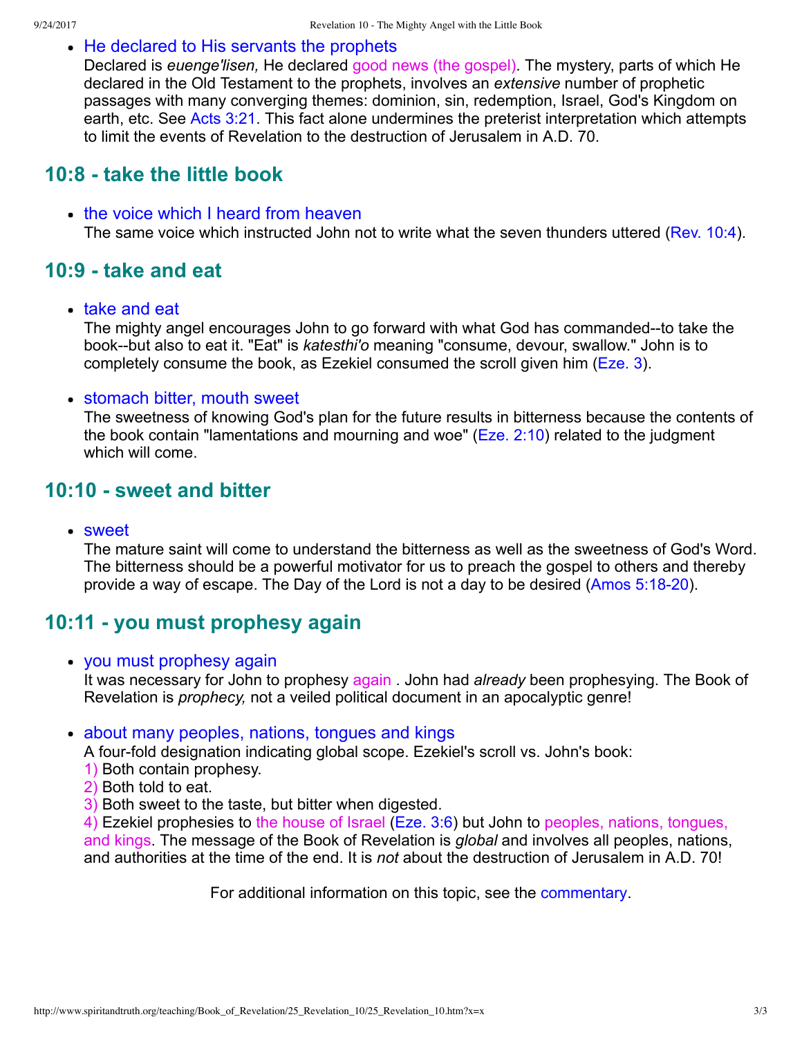- He declared to His servants the prophets
  Declared is *euenge'lisen,* He declared good news (the gospel). The mystery, parts of which He declared in the Old Testament to the prophets, involves an *extensive* number of prophetic passages with many converging themes: dominion, sin, redemption, Israel, God's Kingdom on earth, etc. See Acts 3:21. This fact alone undermines the preterist interpretation which attempts to limit the events of Revelation to the destruction of Jerusalem in A.D. 70.

## 10:8 - take the little book

- the voice which I heard from heaven
  The same voice which instructed John not to write what the seven thunders uttered (Rev. 10:4).

## 10:9 - take and eat

- take and eat
  The mighty angel encourages John to go forward with what God has commanded--to take the book--but also to eat it. "Eat" is *katesthi'o* meaning "consume, devour, swallow." John is to completely consume the book, as Ezekiel consumed the scroll given him (Eze. 3).

- stomach bitter, mouth sweet
  The sweetness of knowing God's plan for the future results in bitterness because the contents of the book contain "lamentations and mourning and woe" (Eze. 2:10) related to the judgment which will come.

## 10:10 - sweet and bitter

- sweet
  The mature saint will come to understand the bitterness as well as the sweetness of God's Word. The bitterness should be a powerful motivator for us to preach the gospel to others and thereby provide a way of escape. The Day of the Lord is not a day to be desired (Amos 5:18-20).

## 10:11 - you must prophesy again

- you must prophesy again
  It was necessary for John to prophesy again . John had *already* been prophesying. The Book of Revelation is *prophecy,* not a veiled political document in an apocalyptic genre!

- about many peoples, nations, tongues and kings
  A four-fold designation indicating global scope. Ezekiel's scroll vs. John's book:
  1) Both contain prophesy.
  2) Both told to eat.
  3) Both sweet to the taste, but bitter when digested.
  4) Ezekiel prophesies to the house of Israel (Eze. 3:6) but John to peoples, nations, tongues, and kings. The message of the Book of Revelation is *global* and involves all peoples, nations, and authorities at the time of the end. It is *not* about the destruction of Jerusalem in A.D. 70!

For additional information on this topic, see the commentary.